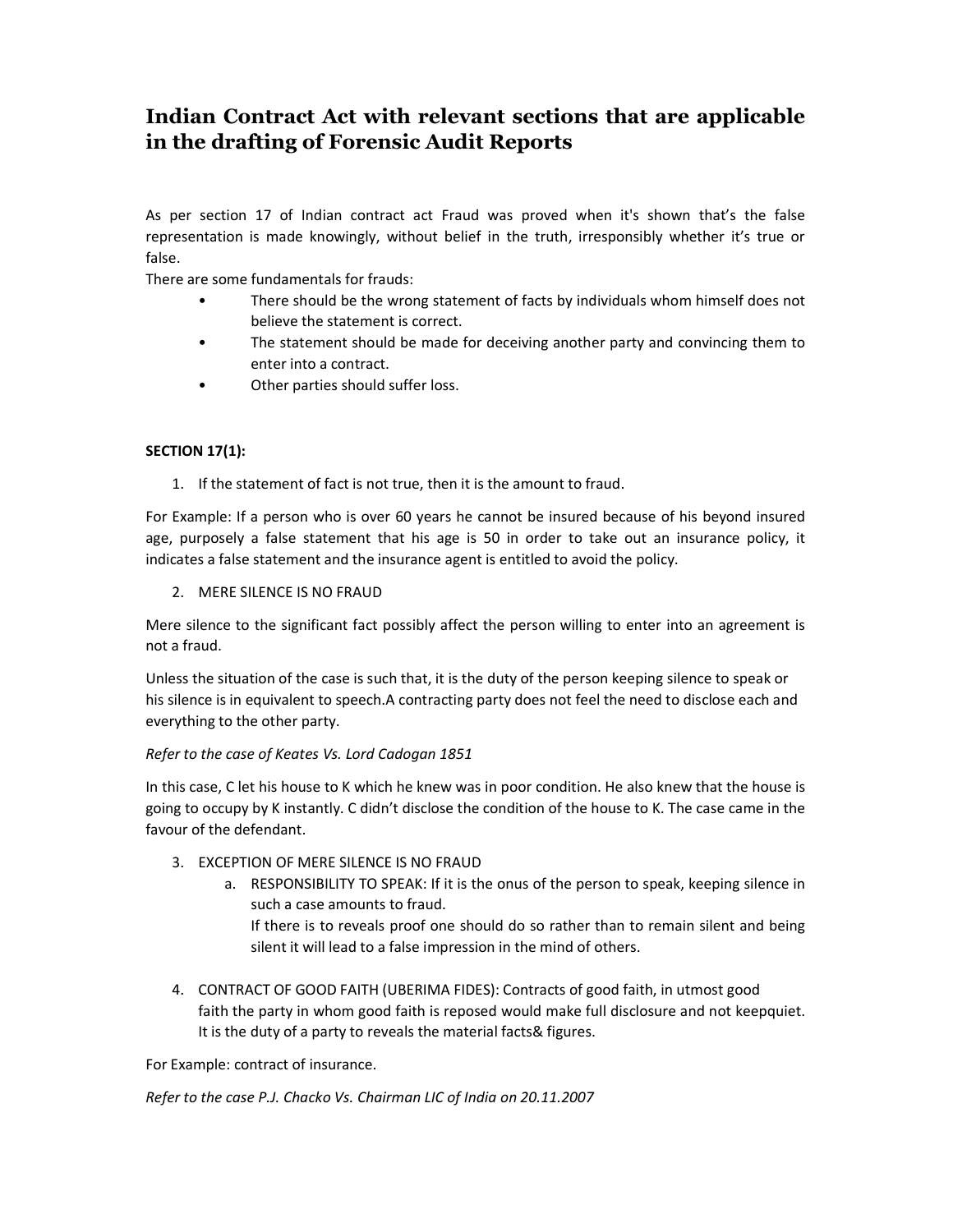# Indian Contract Act with relevant sections that are applicable in the drafting of Forensic Audit Reports

As per section 17 of Indian contract act Fraud was proved when it's shown that's the false representation is made knowingly, without belief in the truth, irresponsibly whether it's true or false.

There are some fundamentals for frauds:

- There should be the wrong statement of facts by individuals whom himself does not believe the statement is correct.
- The statement should be made for deceiving another party and convincing them to enter into a contract.
- Other parties should suffer loss.

**SECTION 17(1):**

1. If the statement of fact is not true, then it is the amount to fraud.

For Example: If a person who is over 60 years he cannot be insured because of his beyond insured age, purposely a false statement that his age is 50 in order to take out an insurance policy, it indicates a false statement and the insurance agent is entitled to avoid the policy.

2. MERE SILENCE IS NO FRAUD

Mere silence to the significant fact possibly affect the person willing to enter into an agreement is not a fraud.

Unless the situation of the case is such that, it is the duty of the person keeping silence to speak or his silence is in equivalent to speech.A contracting party does not feel the need to disclose each and everything to the other party.

*Refer to the case of Keates Vs. Lord Cadogan 1851*

In this case, C let his house to K which he knew was in poor condition. He also knew that the house is going to occupy by K instantly. C didn't disclose the condition of the house to K. The case came in the favour of the defendant.

3. EXCEPTION OF MERE SILENCE IS NO FRAUD
   a. RESPONSIBILITY TO SPEAK: If it is the onus of the person to speak, keeping silence in such a case amounts to fraud.
      If there is to reveals proof one should do so rather than to remain silent and being silent it will lead to a false impression in the mind of others.

4. CONTRACT OF GOOD FAITH (UBERIMA FIDES): Contracts of good faith, in utmost good faith the party in whom good faith is reposed would make full disclosure and not keepquiet. It is the duty of a party to reveals the material facts& figures.

For Example: contract of insurance.

*Refer to the case P.J. Chacko Vs. Chairman LIC of India on 20.11.2007*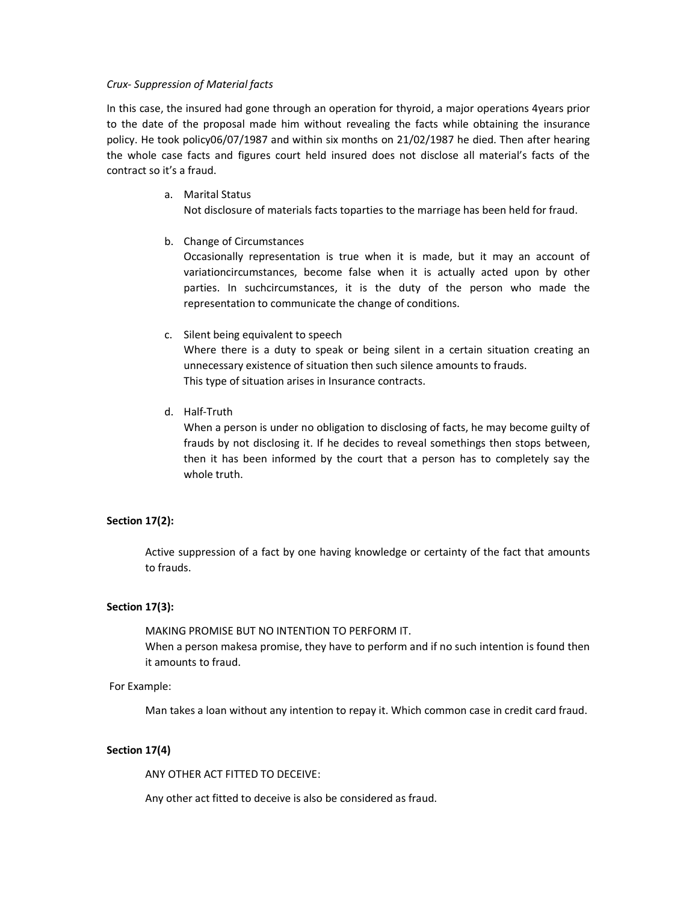*Crux- Suppression of Material facts*

In this case, the insured had gone through an operation for thyroid, a major operations 4years prior to the date of the proposal made him without revealing the facts while obtaining the insurance policy. He took policy06/07/1987 and within six months on 21/02/1987 he died. Then after hearing the whole case facts and figures court held insured does not disclose all material's facts of the contract so it's a fraud.

a. Marital Status
   Not disclosure of materials facts toparties to the marriage has been held for fraud.

b. Change of Circumstances
   Occasionally representation is true when it is made, but it may an account of variationcircumstances, become false when it is actually acted upon by other parties. In suchcircumstances, it is the duty of the person who made the representation to communicate the change of conditions.

c. Silent being equivalent to speech
   Where there is a duty to speak or being silent in a certain situation creating an unnecessary existence of situation then such silence amounts to frauds.
   This type of situation arises in Insurance contracts.

d. Half-Truth
   When a person is under no obligation to disclosing of facts, he may become guilty of frauds by not disclosing it. If he decides to reveal somethings then stops between, then it has been informed by the court that a person has to completely say the whole truth.

**Section 17(2):**

Active suppression of a fact by one having knowledge or certainty of the fact that amounts to frauds.

**Section 17(3):**

MAKING PROMISE BUT NO INTENTION TO PERFORM IT.
When a person makesa promise, they have to perform and if no such intention is found then it amounts to fraud.

For Example:

Man takes a loan without any intention to repay it. Which common case in credit card fraud.

**Section 17(4)**

ANY OTHER ACT FITTED TO DECEIVE:

Any other act fitted to deceive is also be considered as fraud.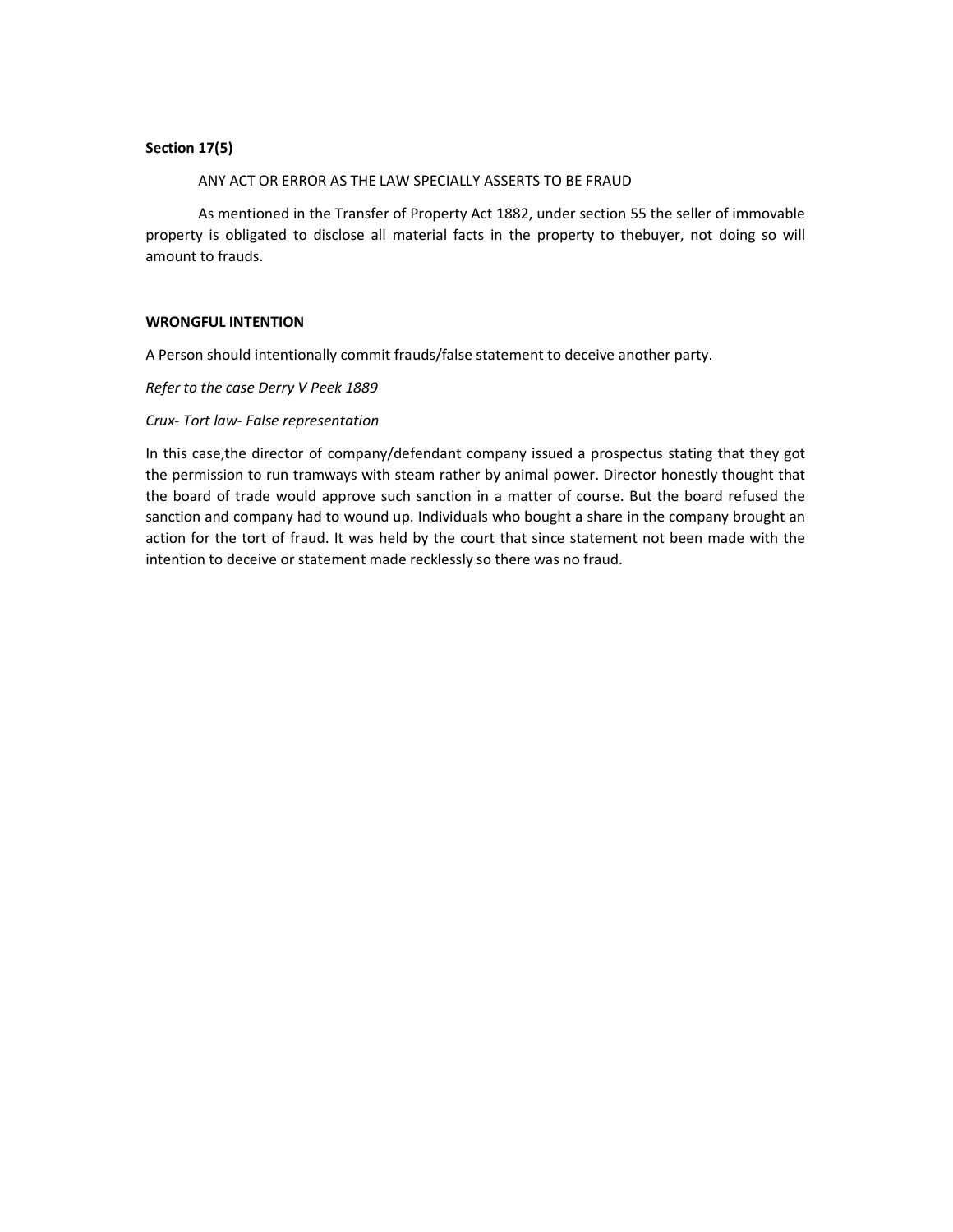**Section 17(5)**

ANY ACT OR ERROR AS THE LAW SPECIALLY ASSERTS TO BE FRAUD

As mentioned in the Transfer of Property Act 1882, under section 55 the seller of immovable property is obligated to disclose all material facts in the property to thebuyer, not doing so will amount to frauds.

**WRONGFUL INTENTION**

A Person should intentionally commit frauds/false statement to deceive another party.

*Refer to the case Derry V Peek 1889*

*Crux- Tort law- False representation*

In this case,the director of company/defendant company issued a prospectus stating that they got the permission to run tramways with steam rather by animal power. Director honestly thought that the board of trade would approve such sanction in a matter of course. But the board refused the sanction and company had to wound up. Individuals who bought a share in the company brought an action for the tort of fraud. It was held by the court that since statement not been made with the intention to deceive or statement made recklessly so there was no fraud.